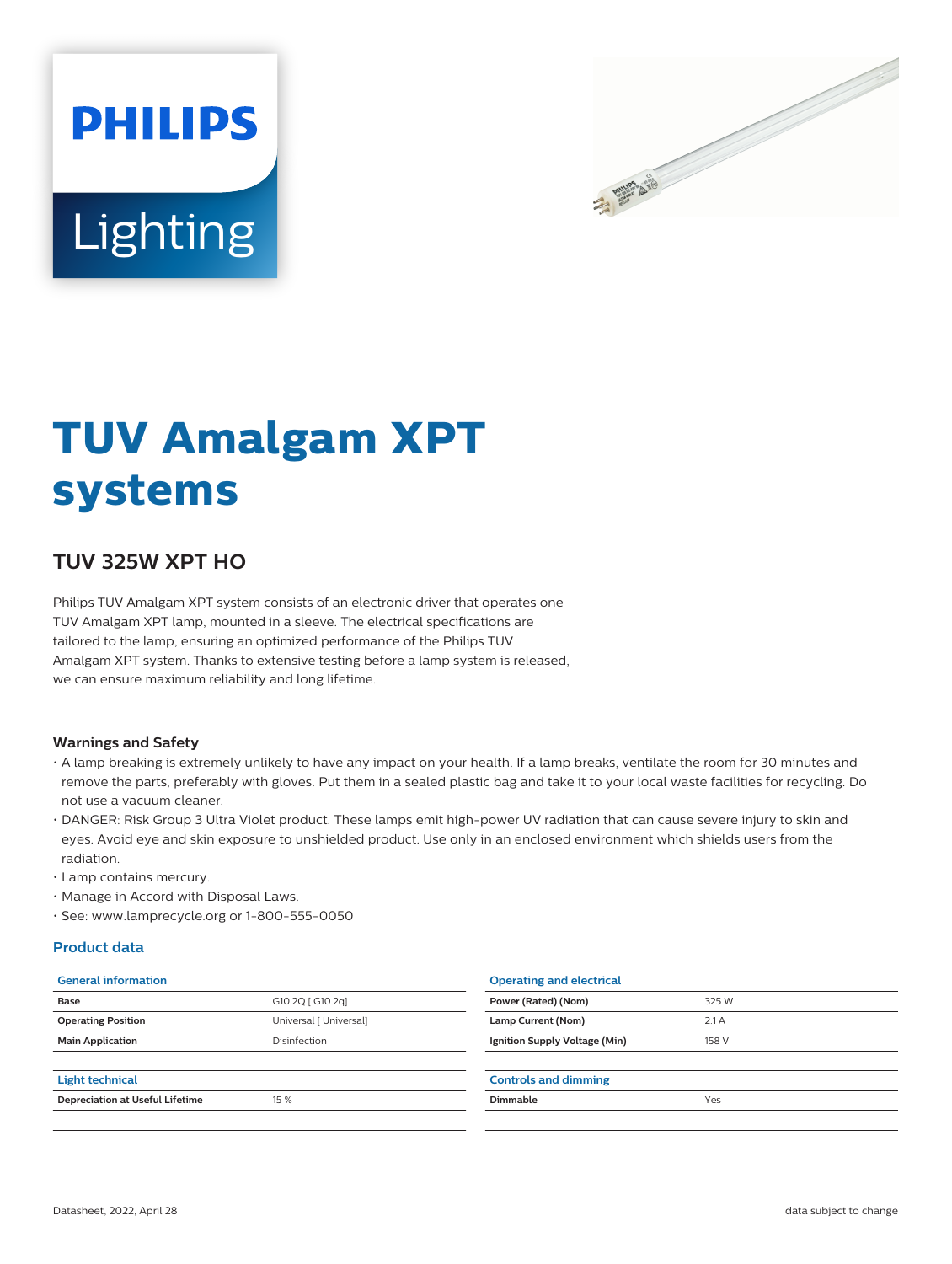# TUV Amalgam XPT systems

## TUV 325W XPT HO

Philips TUV Amalgam XPT system consists of an electronic driver that operates one TUV Amalgam XPT lamp, mounted in a sleeve. The electrical specifications are tailored to the lamp, ensuring an optimized performance of the Philips TUV Amalgam XPT system. Thanks to extensive testing before a lamp system is released, we can ensure maximum reliability and long lifetime.

### Warnings and Safety

- A lamp breaking is extremely unlikely to have any impact on your health. If a lamp breaks, ventilate the room for 30 minutes and remove the parts, preferably with gloves. Put them in a sealed plastic bag and take it to your local waste facilities for recycling. Do not use a vacuum cleaner.
- DANGER: Risk Group 3 Ultra Violet product. These lamps emit high-power UV radiation that can cause severe injury to skin and eyes. Avoid eye and skin exposure to unshielded product. Use only in an enclosed environment which shields users from the radiation.
- Lamp contains mercury.
- Manage in Accord with Disposal Laws.
- See: www.lamprecycle.org or 1-800-555-0050

### Product data

| General information | |
|---|---|
| **Base** | G10.2Q [ G10.2q] |
| **Operating Position** | Universal [ Universal] |
| **Main Application** | Disinfection |

| Light technical | |
|---|---|
| **Depreciation at Useful Lifetime** | 15 % |

| Operating and electrical | |
|---|---|
| **Power (Rated) (Nom)** | 325 W |
| **Lamp Current (Nom)** | 2.1 A |
| **Ignition Supply Voltage (Min)** | 158 V |

| Controls and dimming | |
|---|---|
| **Dimmable** | Yes |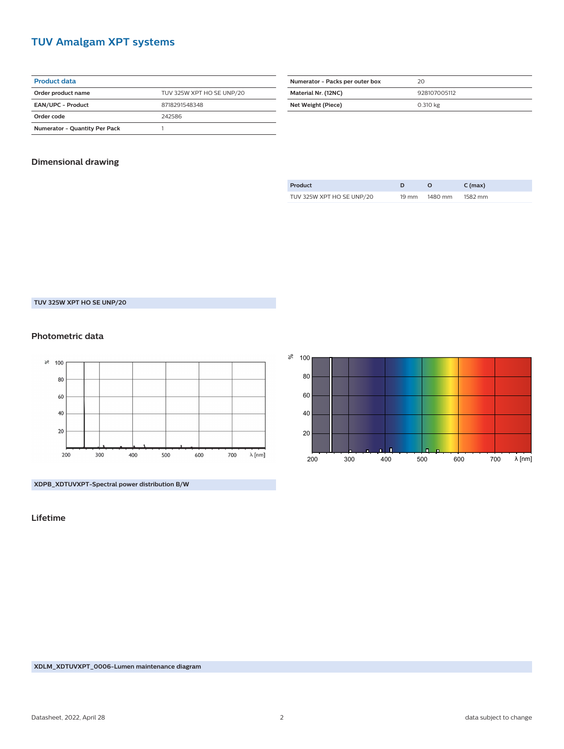# TUV Amalgam XPT systems

| Product data | |
|---|---|
| Order product name | TUV 325W XPT HO SE UNP/20 |
| EAN/UPC - Product | 8718291548348 |
| Order code | 242586 |
| Numerator - Quantity Per Pack | 1 |
| Numerator - Packs per outer box | 20 |
| Material Nr. (12NC) | 928107005112 |
| Net Weight (Piece) | 0.310 kg |

## Dimensional drawing

| Product | D | O | C (max) |
|---|---|---|---|
| TUV 325W XPT HO SE UNP/20 | 19 mm | 1480 mm | 1582 mm |

**TUV 325W XPT HO SE UNP/20**

## Photometric data

**XDPB_XDTUVXPT-Spectral power distribution B/W**

## Lifetime

**XDLM_XDTUVXPT_0006-Lumen maintenance diagram**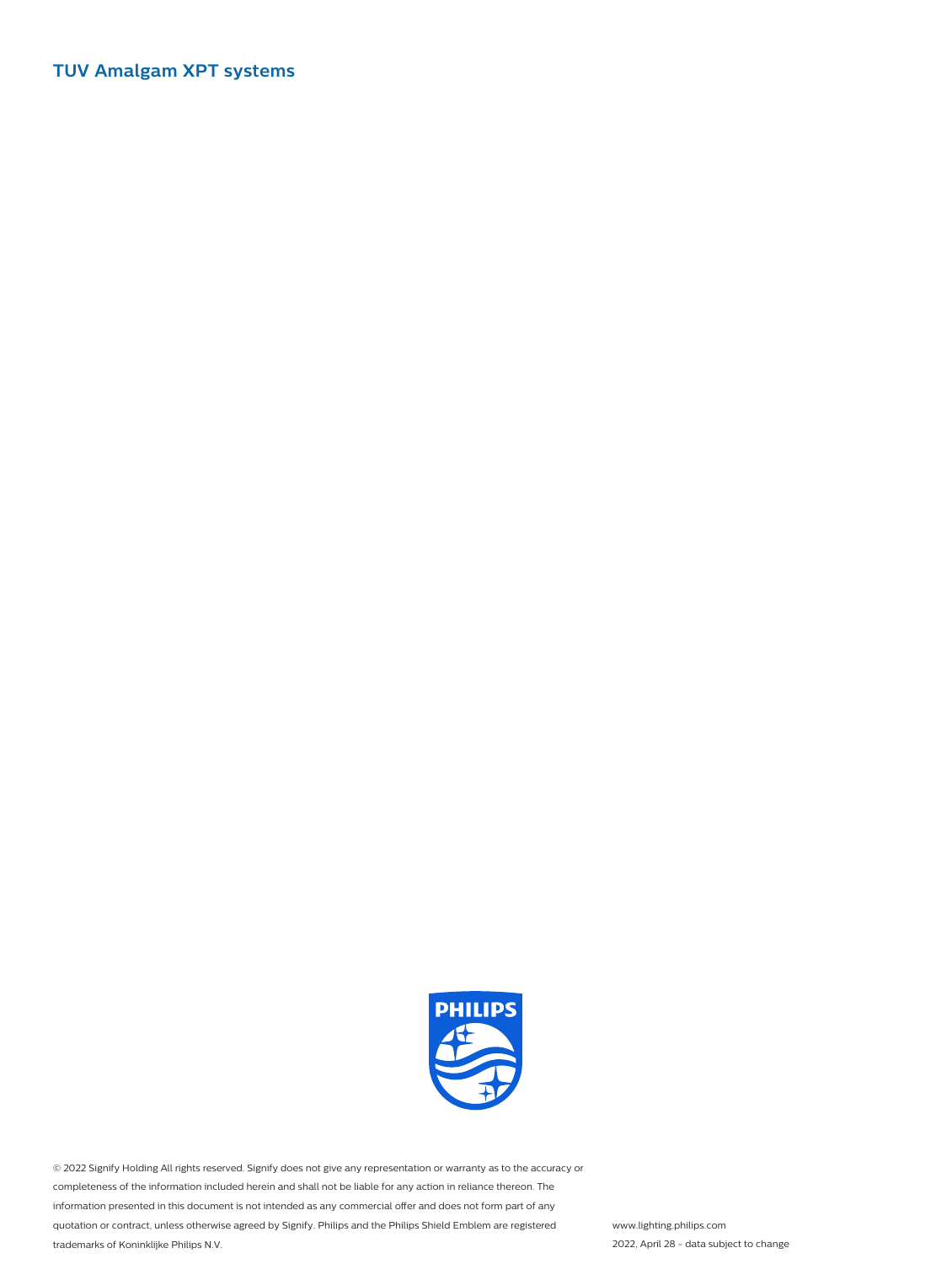© 2022 Signify Holding All rights reserved. Signify does not give any representation or warranty as to the accuracy or completeness of the information included herein and shall not be liable for any action in reliance thereon. The information presented in this document is not intended as any commercial offer and does not form part of any quotation or contract, unless otherwise agreed by Signify. Philips and the Philips Shield Emblem are registered trademarks of Koninklijke Philips N.V.

www.lighting.philips.com

2022, April 28 - data subject to change